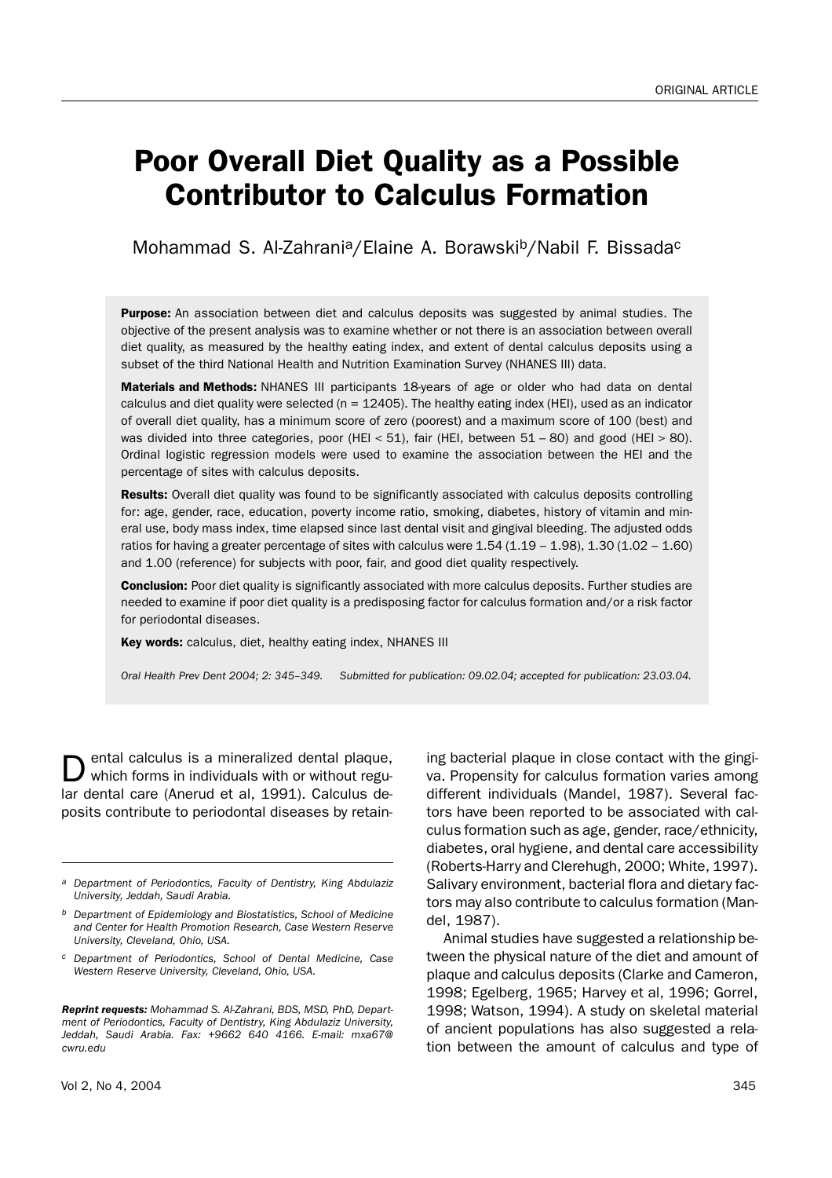ORIGINAL ARTICLE

# Poor Overall Diet Quality as a Possible Contributor to Calculus Formation

Mohammad S. Al-Zahrani[a]/Elaine A. Borawski[b]/Nabil F. Bissada[c]

**Purpose:** An association between diet and calculus deposits was suggested by animal studies. The objective of the present analysis was to examine whether or not there is an association between overall diet quality, as measured by the healthy eating index, and extent of dental calculus deposits using a subset of the third National Health and Nutrition Examination Survey (NHANES III) data.

**Materials and Methods:** NHANES III participants 18-years of age or older who had data on dental calculus and diet quality were selected (n = 12405). The healthy eating index (HEI), used as an indicator of overall diet quality, has a minimum score of zero (poorest) and a maximum score of 100 (best) and was divided into three categories, poor (HEI < 51), fair (HEI, between 51 – 80) and good (HEI > 80). Ordinal logistic regression models were used to examine the association between the HEI and the percentage of sites with calculus deposits.

**Results:** Overall diet quality was found to be significantly associated with calculus deposits controlling for: age, gender, race, education, poverty income ratio, smoking, diabetes, history of vitamin and mineral use, body mass index, time elapsed since last dental visit and gingival bleeding. The adjusted odds ratios for having a greater percentage of sites with calculus were 1.54 (1.19 – 1.98), 1.30 (1.02 – 1.60) and 1.00 (reference) for subjects with poor, fair, and good diet quality respectively.

**Conclusion:** Poor diet quality is significantly associated with more calculus deposits. Further studies are needed to examine if poor diet quality is a predisposing factor for calculus formation and/or a risk factor for periodontal diseases.

**Key words:** calculus, diet, healthy eating index, NHANES III

*Oral Health Prev Dent 2004; 2: 345–349. Submitted for publication: 09.02.04; accepted for publication: 23.03.04.*

Dental calculus is a mineralized dental plaque, which forms in individuals with or without regular dental care (Anerud et al, 1991). Calculus deposits contribute to periodontal diseases by retaining bacterial plaque in close contact with the gingiva. Propensity for calculus formation varies among different individuals (Mandel, 1987). Several factors have been reported to be associated with calculus formation such as age, gender, race/ethnicity, diabetes, oral hygiene, and dental care accessibility (Roberts-Harry and Clerehugh, 2000; White, 1997). Salivary environment, bacterial flora and dietary factors may also contribute to calculus formation (Mandel, 1987).

Animal studies have suggested a relationship between the physical nature of the diet and amount of plaque and calculus deposits (Clarke and Cameron, 1998; Egelberg, 1965; Harvey et al, 1996; Gorrel, 1998; Watson, 1994). A study on skeletal material of ancient populations has also suggested a relation between the amount of calculus and type of

[a] *Department of Periodontics, Faculty of Dentistry, King Abdulaziz University, Jeddah, Saudi Arabia.*

[b] *Department of Epidemiology and Biostatistics, School of Medicine and Center for Health Promotion Research, Case Western Reserve University, Cleveland, Ohio, USA.*

[c] *Department of Periodontics, School of Dental Medicine, Case Western Reserve University, Cleveland, Ohio, USA.*

***Reprint requests:** Mohammad S. Al-Zahrani, BDS, MSD, PhD, Department of Periodontics, Faculty of Dentistry, King Abdulaziz University, Jeddah, Saudi Arabia. Fax: +9662 640 4166. E-mail: mxa67@cwru.edu*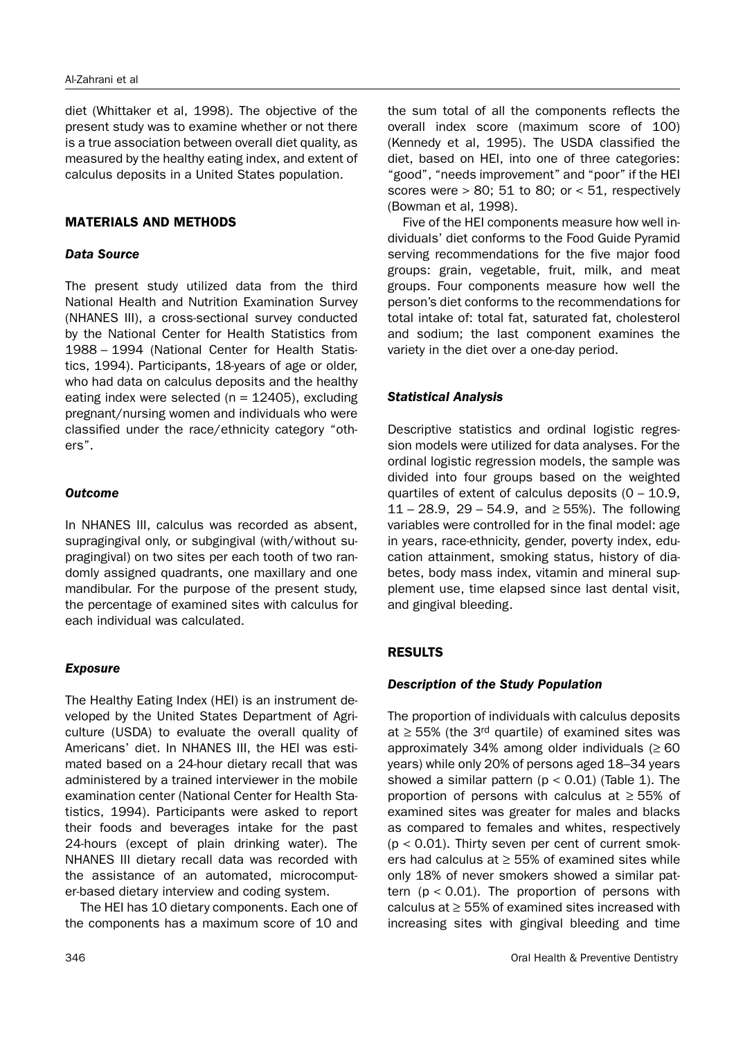diet (Whittaker et al, 1998). The objective of the present study was to examine whether or not there is a true association between overall diet quality, as measured by the healthy eating index, and extent of calculus deposits in a United States population.

## MATERIALS AND METHODS

### *Data Source*

The present study utilized data from the third National Health and Nutrition Examination Survey (NHANES III), a cross-sectional survey conducted by the National Center for Health Statistics from 1988 – 1994 (National Center for Health Statistics, 1994). Participants, 18-years of age or older, who had data on calculus deposits and the healthy eating index were selected (n = 12405), excluding pregnant/nursing women and individuals who were classified under the race/ethnicity category "others".

### *Outcome*

In NHANES III, calculus was recorded as absent, supragingival only, or subgingival (with/without supragingival) on two sites per each tooth of two randomly assigned quadrants, one maxillary and one mandibular. For the purpose of the present study, the percentage of examined sites with calculus for each individual was calculated.

### *Exposure*

The Healthy Eating Index (HEI) is an instrument developed by the United States Department of Agriculture (USDA) to evaluate the overall quality of Americans' diet. In NHANES III, the HEI was estimated based on a 24-hour dietary recall that was administered by a trained interviewer in the mobile examination center (National Center for Health Statistics, 1994). Participants were asked to report their foods and beverages intake for the past 24-hours (except of plain drinking water). The NHANES III dietary recall data was recorded with the assistance of an automated, microcomputer-based dietary interview and coding system.

The HEI has 10 dietary components. Each one of the components has a maximum score of 10 and the sum total of all the components reflects the overall index score (maximum score of 100) (Kennedy et al, 1995). The USDA classified the diet, based on HEI, into one of three categories: "good", "needs improvement" and "poor" if the HEI scores were > 80; 51 to 80; or < 51, respectively (Bowman et al, 1998).

Five of the HEI components measure how well individuals' diet conforms to the Food Guide Pyramid serving recommendations for the five major food groups: grain, vegetable, fruit, milk, and meat groups. Four components measure how well the person's diet conforms to the recommendations for total intake of: total fat, saturated fat, cholesterol and sodium; the last component examines the variety in the diet over a one-day period.

### *Statistical Analysis*

Descriptive statistics and ordinal logistic regression models were utilized for data analyses. For the ordinal logistic regression models, the sample was divided into four groups based on the weighted quartiles of extent of calculus deposits (0 – 10.9, 11 – 28.9, 29 – 54.9, and ≥ 55%). The following variables were controlled for in the final model: age in years, race-ethnicity, gender, poverty index, education attainment, smoking status, history of diabetes, body mass index, vitamin and mineral supplement use, time elapsed since last dental visit, and gingival bleeding.

## RESULTS

### *Description of the Study Population*

The proportion of individuals with calculus deposits at ≥ 55% (the 3rd quartile) of examined sites was approximately 34% among older individuals (≥ 60 years) while only 20% of persons aged 18–34 years showed a similar pattern ($p < 0.01$) (Table 1). The proportion of persons with calculus at ≥ 55% of examined sites was greater for males and blacks as compared to females and whites, respectively ($p < 0.01$). Thirty seven per cent of current smokers had calculus at ≥ 55% of examined sites while only 18% of never smokers showed a similar pattern ($p < 0.01$). The proportion of persons with calculus at ≥ 55% of examined sites increased with increasing sites with gingival bleeding and time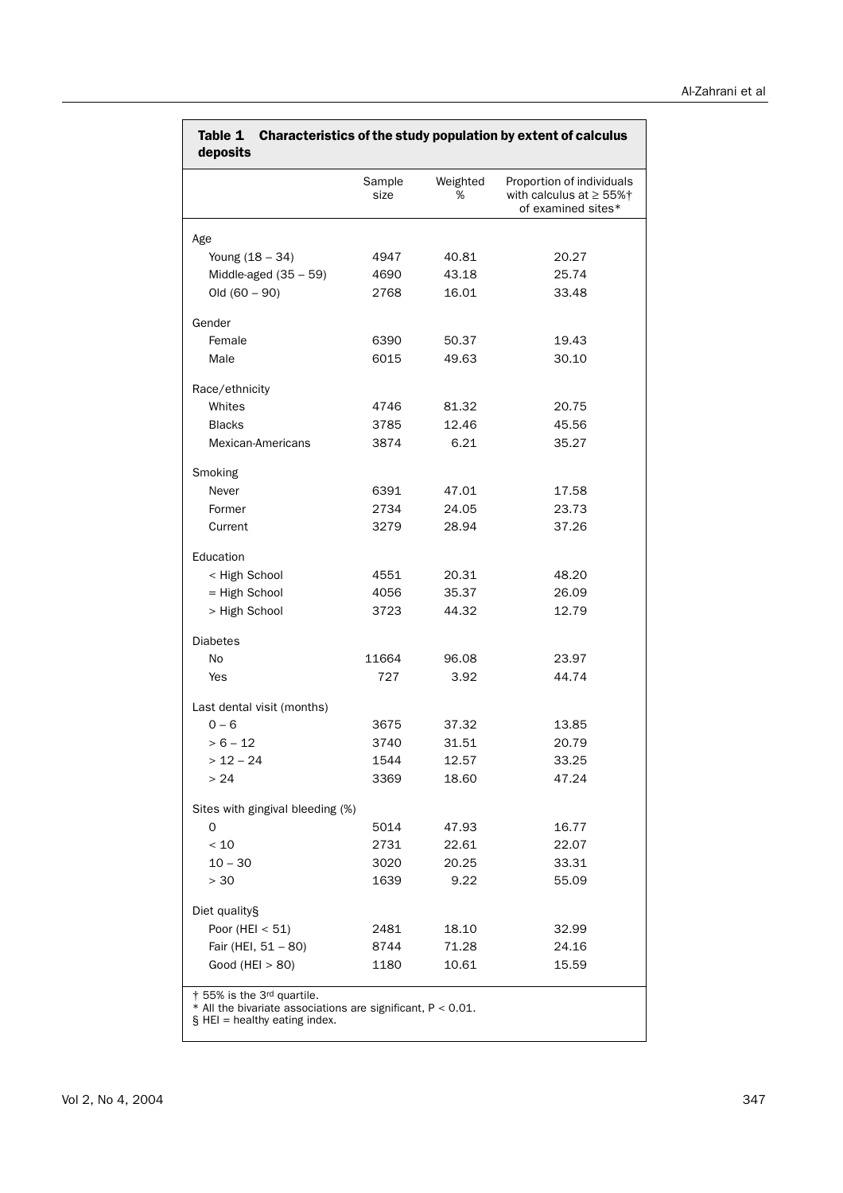**Table 1 Characteristics of the study population by extent of calculus deposits**

| | Sample size | Weighted % | Proportion of individuals with calculus at ≥ 55%† of examined sites* |
|---|---|---|---|
| Age | | | |
| Young (18 – 34) | 4947 | 40.81 | 20.27 |
| Middle-aged (35 – 59) | 4690 | 43.18 | 25.74 |
| Old (60 – 90) | 2768 | 16.01 | 33.48 |
| Gender | | | |
| Female | 6390 | 50.37 | 19.43 |
| Male | 6015 | 49.63 | 30.10 |
| Race/ethnicity | | | |
| Whites | 4746 | 81.32 | 20.75 |
| Blacks | 3785 | 12.46 | 45.56 |
| Mexican-Americans | 3874 | 6.21 | 35.27 |
| Smoking | | | |
| Never | 6391 | 47.01 | 17.58 |
| Former | 2734 | 24.05 | 23.73 |
| Current | 3279 | 28.94 | 37.26 |
| Education | | | |
| < High School | 4551 | 20.31 | 48.20 |
| = High School | 4056 | 35.37 | 26.09 |
| > High School | 3723 | 44.32 | 12.79 |
| Diabetes | | | |
| No | 11664 | 96.08 | 23.97 |
| Yes | 727 | 3.92 | 44.74 |
| Last dental visit (months) | | | |
| 0 – 6 | 3675 | 37.32 | 13.85 |
| > 6 – 12 | 3740 | 31.51 | 20.79 |
| > 12 – 24 | 1544 | 12.57 | 33.25 |
| > 24 | 3369 | 18.60 | 47.24 |
| Sites with gingival bleeding (%) | | | |
| 0 | 5014 | 47.93 | 16.77 |
| < 10 | 2731 | 22.61 | 22.07 |
| 10 – 30 | 3020 | 20.25 | 33.31 |
| > 30 | 1639 | 9.22 | 55.09 |
| Diet quality§ | | | |
| Poor (HEI < 51) | 2481 | 18.10 | 32.99 |
| Fair (HEI, 51 – 80) | 8744 | 71.28 | 24.16 |
| Good (HEI > 80) | 1180 | 10.61 | 15.59 |

† 55% is the 3rd quartile.
* All the bivariate associations are significant, $P < 0.01$.
§ HEI = healthy eating index.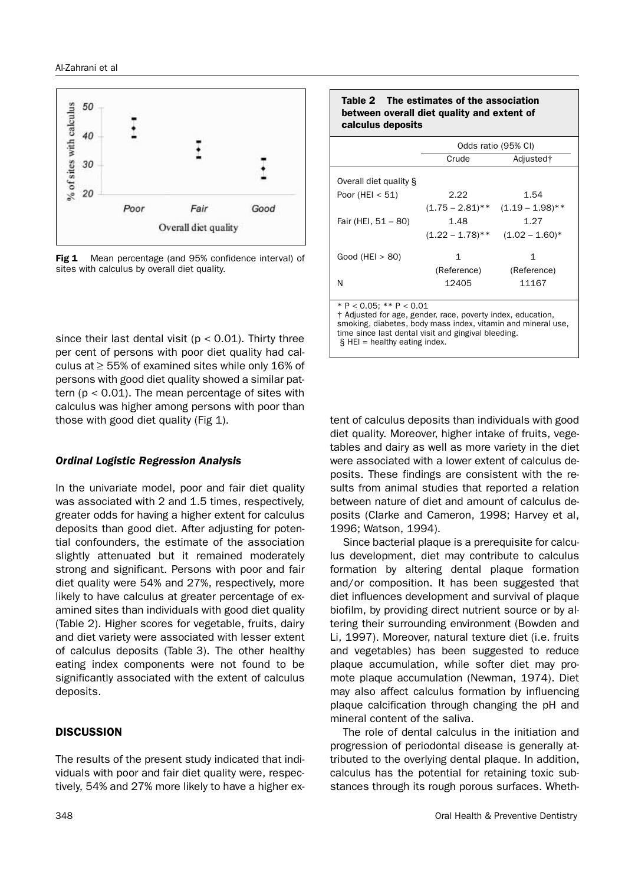Fig 1 Mean percentage (and 95% confidence interval) of sites with calculus by overall diet quality.

since their last dental visit ($p < 0.01$). Thirty three per cent of persons with poor diet quality had calculus at ≥ 55% of examined sites while only 16% of persons with good diet quality showed a similar pattern ($p < 0.01$). The mean percentage of sites with calculus was higher among persons with poor than those with good diet quality (Fig 1).

**Table 2 The estimates of the association between overall diet quality and extent of calculus deposits**

| | Odds ratio (95% CI) | |
|---|---|---|
| | Crude | Adjusted† |
| Overall diet quality § | | |
| Poor (HEI < 51) | 2.22 (1.75 – 2.81)** | 1.54 (1.19 – 1.98)** |
| Fair (HEI, 51 – 80) | 1.48 (1.22 – 1.78)** | 1.27 (1.02 – 1.60)* |
| Good (HEI > 80) | 1 (Reference) | 1 (Reference) |
| N | 12405 | 11167 |

* P < 0.05; ** P < 0.01
† Adjusted for age, gender, race, poverty index, education, smoking, diabetes, body mass index, vitamin and mineral use, time since last dental visit and gingival bleeding.
§ HEI = healthy eating index.

### *Ordinal Logistic Regression Analysis*

In the univariate model, poor and fair diet quality was associated with 2 and 1.5 times, respectively, greater odds for having a higher extent for calculus deposits than good diet. After adjusting for potential confounders, the estimate of the association slightly attenuated but it remained moderately strong and significant. Persons with poor and fair diet quality were 54% and 27%, respectively, more likely to have calculus at greater percentage of examined sites than individuals with good diet quality (Table 2). Higher scores for vegetable, fruits, dairy and diet variety were associated with lesser extent of calculus deposits (Table 3). The other healthy eating index components were not found to be significantly associated with the extent of calculus deposits.

## DISCUSSION

The results of the present study indicated that individuals with poor and fair diet quality were, respectively, 54% and 27% more likely to have a higher extent of calculus deposits than individuals with good diet quality. Moreover, higher intake of fruits, vegetables and dairy as well as more variety in the diet were associated with a lower extent of calculus deposits. These findings are consistent with the results from animal studies that reported a relation between nature of diet and amount of calculus deposits (Clarke and Cameron, 1998; Harvey et al, 1996; Watson, 1994).

Since bacterial plaque is a prerequisite for calculus development, diet may contribute to calculus formation by altering dental plaque formation and/or composition. It has been suggested that diet influences development and survival of plaque biofilm, by providing direct nutrient source or by altering their surrounding environment (Bowden and Li, 1997). Moreover, natural texture diet (i.e. fruits and vegetables) has been suggested to reduce plaque accumulation, while softer diet may promote plaque accumulation (Newman, 1974). Diet may also affect calculus formation by influencing plaque calcification through changing the pH and mineral content of the saliva.

The role of dental calculus in the initiation and progression of periodontal disease is generally attributed to the overlying dental plaque. In addition, calculus has the potential for retaining toxic substances through its rough porous surfaces. Wheth-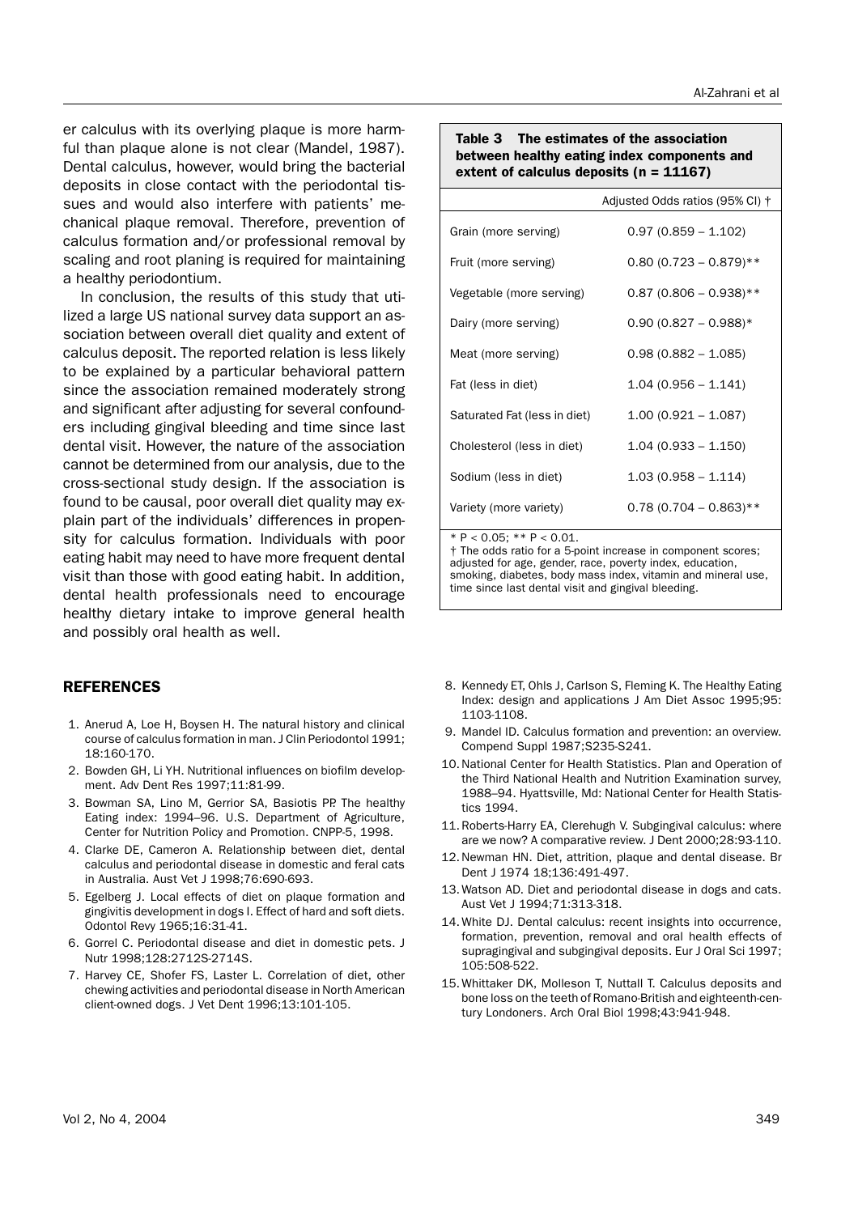er calculus with its overlying plaque is more harmful than plaque alone is not clear (Mandel, 1987). Dental calculus, however, would bring the bacterial deposits in close contact with the periodontal tissues and would also interfere with patients' mechanical plaque removal. Therefore, prevention of calculus formation and/or professional removal by scaling and root planing is required for maintaining a healthy periodontium.

In conclusion, the results of this study that utilized a large US national survey data support an association between overall diet quality and extent of calculus deposit. The reported relation is less likely to be explained by a particular behavioral pattern since the association remained moderately strong and significant after adjusting for several confounders including gingival bleeding and time since last dental visit. However, the nature of the association cannot be determined from our analysis, due to the cross-sectional study design. If the association is found to be causal, poor overall diet quality may explain part of the individuals' differences in propensity for calculus formation. Individuals with poor eating habit may need to have more frequent dental visit than those with good eating habit. In addition, dental health professionals need to encourage healthy dietary intake to improve general health and possibly oral health as well.

**Table 3 The estimates of the association between healthy eating index components and extent of calculus deposits (n = 11167)**

| | Adjusted Odds ratios (95% CI) † |
|---|---|
| Grain (more serving) | 0.97 (0.859 – 1.102) |
| Fruit (more serving) | 0.80 (0.723 – 0.879)** |
| Vegetable (more serving) | 0.87 (0.806 – 0.938)** |
| Dairy (more serving) | 0.90 (0.827 – 0.988)* |
| Meat (more serving) | 0.98 (0.882 – 1.085) |
| Fat (less in diet) | 1.04 (0.956 – 1.141) |
| Saturated Fat (less in diet) | 1.00 (0.921 – 1.087) |
| Cholesterol (less in diet) | 1.04 (0.933 – 1.150) |
| Sodium (less in diet) | 1.03 (0.958 – 1.114) |
| Variety (more variety) | 0.78 (0.704 – 0.863)** |

* $P < 0.05$; ** $P < 0.01$.
† The odds ratio for a 5-point increase in component scores; adjusted for age, gender, race, poverty index, education, smoking, diabetes, body mass index, vitamin and mineral use, time since last dental visit and gingival bleeding.

## REFERENCES

1. Anerud A, Loe H, Boysen H. The natural history and clinical course of calculus formation in man. J Clin Periodontol 1991; 18:160-170.
2. Bowden GH, Li YH. Nutritional influences on biofilm development. Adv Dent Res 1997;11:81-99.
3. Bowman SA, Lino M, Gerrior SA, Basiotis PP. The healthy Eating index: 1994–96. U.S. Department of Agriculture, Center for Nutrition Policy and Promotion. CNPP-5, 1998.
4. Clarke DE, Cameron A. Relationship between diet, dental calculus and periodontal disease in domestic and feral cats in Australia. Aust Vet J 1998;76:690-693.
5. Egelberg J. Local effects of diet on plaque formation and gingivitis development in dogs I. Effect of hard and soft diets. Odontol Revy 1965;16:31-41.
6. Gorrel C. Periodontal disease and diet in domestic pets. J Nutr 1998;128:2712S-2714S.
7. Harvey CE, Shofer FS, Laster L. Correlation of diet, other chewing activities and periodontal disease in North American client-owned dogs. J Vet Dent 1996;13:101-105.
8. Kennedy ET, Ohls J, Carlson S, Fleming K. The Healthy Eating Index: design and applications J Am Diet Assoc 1995;95: 1103-1108.
9. Mandel ID. Calculus formation and prevention: an overview. Compend Suppl 1987;S235-S241.
10. National Center for Health Statistics. Plan and Operation of the Third National Health and Nutrition Examination survey, 1988–94. Hyattsville, Md: National Center for Health Statistics 1994.
11. Roberts-Harry EA, Clerehugh V. Subgingival calculus: where are we now? A comparative review. J Dent 2000;28:93-110.
12. Newman HN. Diet, attrition, plaque and dental disease. Br Dent J 1974 18;136:491-497.
13. Watson AD. Diet and periodontal disease in dogs and cats. Aust Vet J 1994;71:313-318.
14. White DJ. Dental calculus: recent insights into occurrence, formation, prevention, removal and oral health effects of supragingival and subgingival deposits. Eur J Oral Sci 1997; 105:508-522.
15. Whittaker DK, Molleson T, Nuttall T. Calculus deposits and bone loss on the teeth of Romano-British and eighteenth-century Londoners. Arch Oral Biol 1998;43:941-948.